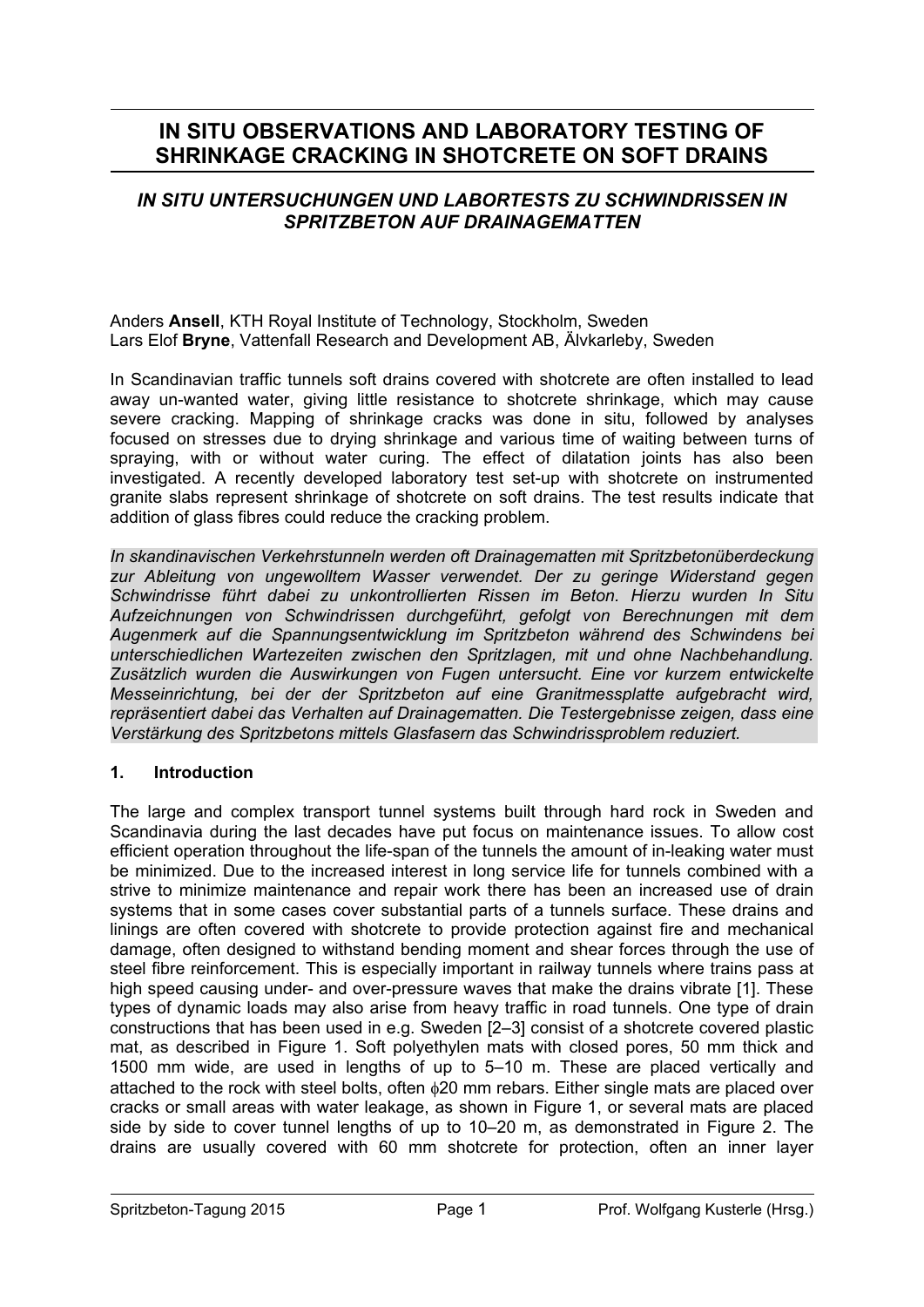# IN SITU OBSERVATIONS AND LABORATORY TESTING OF SHRINKAGE CRACKING IN SHOTCRETE ON SOFT DRAINS

## *IN SITU UNTERSUCHUNGEN UND LABORTESTS ZU SCHWINDRISSEN IN SPRITZBETON AUF DRAINAGEMATTEN*

Anders **Ansell**, KTH Royal Institute of Technology, Stockholm, Sweden
Lars Elof **Bryne**, Vattenfall Research and Development AB, Älvkarleby, Sweden

In Scandinavian traffic tunnels soft drains covered with shotcrete are often installed to lead away un-wanted water, giving little resistance to shotcrete shrinkage, which may cause severe cracking. Mapping of shrinkage cracks was done in situ, followed by analyses focused on stresses due to drying shrinkage and various time of waiting between turns of spraying, with or without water curing. The effect of dilatation joints has also been investigated. A recently developed laboratory test set-up with shotcrete on instrumented granite slabs represent shrinkage of shotcrete on soft drains. The test results indicate that addition of glass fibres could reduce the cracking problem.

*In skandinavischen Verkehrstunneln werden oft Drainagematten mit Spritzbetonüberdeckung zur Ableitung von ungewolltem Wasser verwendet. Der zu geringe Widerstand gegen Schwindrisse führt dabei zu unkontrollierten Rissen im Beton. Hierzu wurden In Situ Aufzeichnungen von Schwindrissen durchgeführt, gefolgt von Berechnungen mit dem Augenmerk auf die Spannungsentwicklung im Spritzbeton während des Schwindens bei unterschiedlichen Wartezeiten zwischen den Spritzlagen, mit und ohne Nachbehandlung. Zusätzlich wurden die Auswirkungen von Fugen untersucht. Eine vor kurzem entwickelte Messeinrichtung, bei der der Spritzbeton auf eine Granitmessplatte aufgebracht wird, repräsentiert dabei das Verhalten auf Drainagematten. Die Testergebnisse zeigen, dass eine Verstärkung des Spritzbetons mittels Glasfasern das Schwindrissproblem reduziert.*

## 1. Introduction

The large and complex transport tunnel systems built through hard rock in Sweden and Scandinavia during the last decades have put focus on maintenance issues. To allow cost efficient operation throughout the life-span of the tunnels the amount of in-leaking water must be minimized. Due to the increased interest in long service life for tunnels combined with a strive to minimize maintenance and repair work there has been an increased use of drain systems that in some cases cover substantial parts of a tunnels surface. These drains and linings are often covered with shotcrete to provide protection against fire and mechanical damage, often designed to withstand bending moment and shear forces through the use of steel fibre reinforcement. This is especially important in railway tunnels where trains pass at high speed causing under- and over-pressure waves that make the drains vibrate [1]. These types of dynamic loads may also arise from heavy traffic in road tunnels. One type of drain constructions that has been used in e.g. Sweden [2–3] consist of a shotcrete covered plastic mat, as described in Figure 1. Soft polyethylen mats with closed pores, 50 mm thick and 1500 mm wide, are used in lengths of up to 5–10 m. These are placed vertically and attached to the rock with steel bolts, often $\phi$20 mm rebars. Either single mats are placed over cracks or small areas with water leakage, as shown in Figure 1, or several mats are placed side by side to cover tunnel lengths of up to 10–20 m, as demonstrated in Figure 2. The drains are usually covered with 60 mm shotcrete for protection, often an inner layer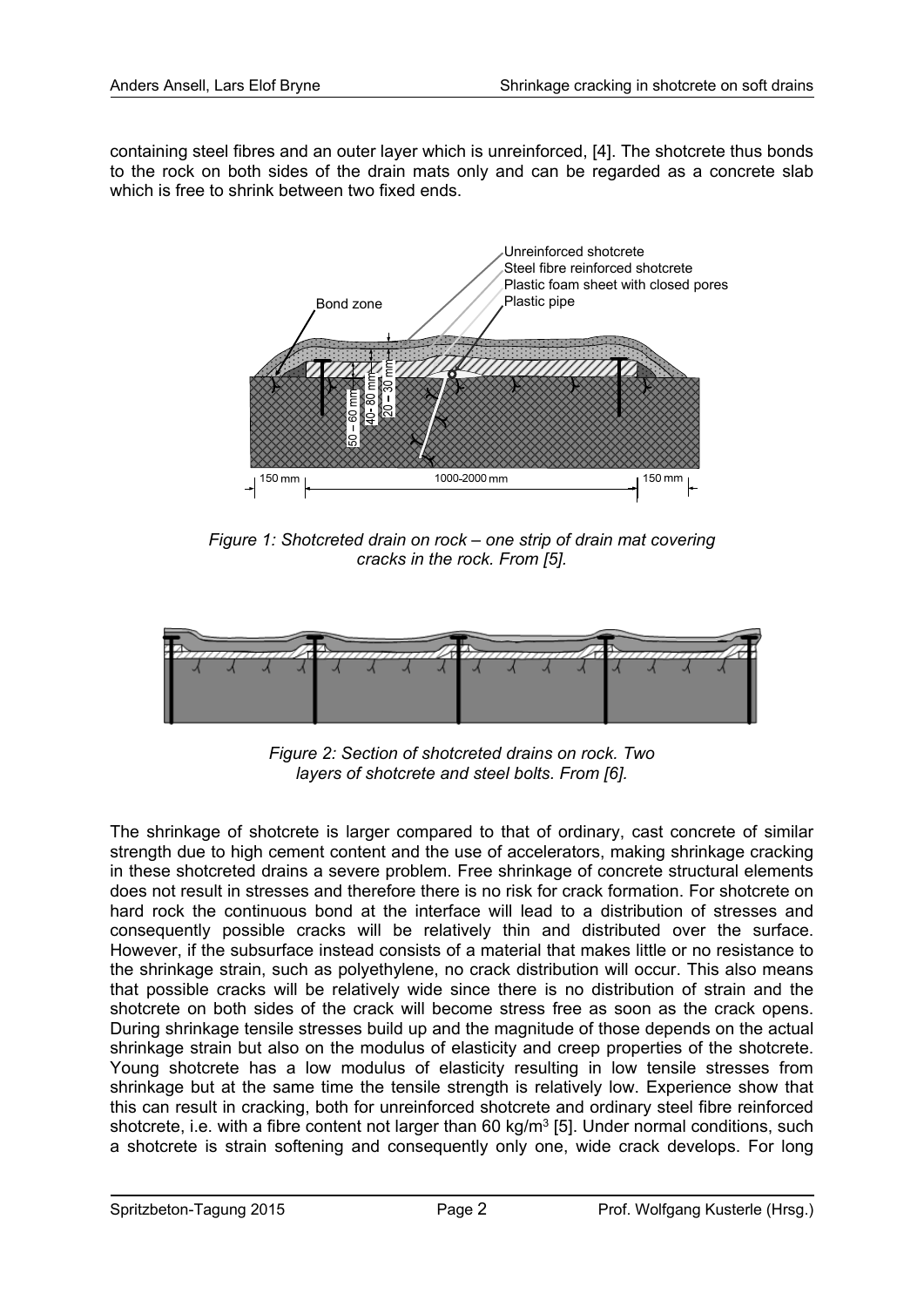containing steel fibres and an outer layer which is unreinforced, [4]. The shotcrete thus bonds to the rock on both sides of the drain mats only and can be regarded as a concrete slab which is free to shrink between two fixed ends.

*Figure 1: Shotcreted drain on rock – one strip of drain mat covering cracks in the rock. From [5].*

*Figure 2: Section of shotcreted drains on rock. Two layers of shotcrete and steel bolts. From [6].*

The shrinkage of shotcrete is larger compared to that of ordinary, cast concrete of similar strength due to high cement content and the use of accelerators, making shrinkage cracking in these shotcreted drains a severe problem. Free shrinkage of concrete structural elements does not result in stresses and therefore there is no risk for crack formation. For shotcrete on hard rock the continuous bond at the interface will lead to a distribution of stresses and consequently possible cracks will be relatively thin and distributed over the surface. However, if the subsurface instead consists of a material that makes little or no resistance to the shrinkage strain, such as polyethylene, no crack distribution will occur. This also means that possible cracks will be relatively wide since there is no distribution of strain and the shotcrete on both sides of the crack will become stress free as soon as the crack opens. During shrinkage tensile stresses build up and the magnitude of those depends on the actual shrinkage strain but also on the modulus of elasticity and creep properties of the shotcrete. Young shotcrete has a low modulus of elasticity resulting in low tensile stresses from shrinkage but at the same time the tensile strength is relatively low. Experience show that this can result in cracking, both for unreinforced shotcrete and ordinary steel fibre reinforced shotcrete, i.e. with a fibre content not larger than 60 kg/m$^3$ [5]. Under normal conditions, such a shotcrete is strain softening and consequently only one, wide crack develops. For long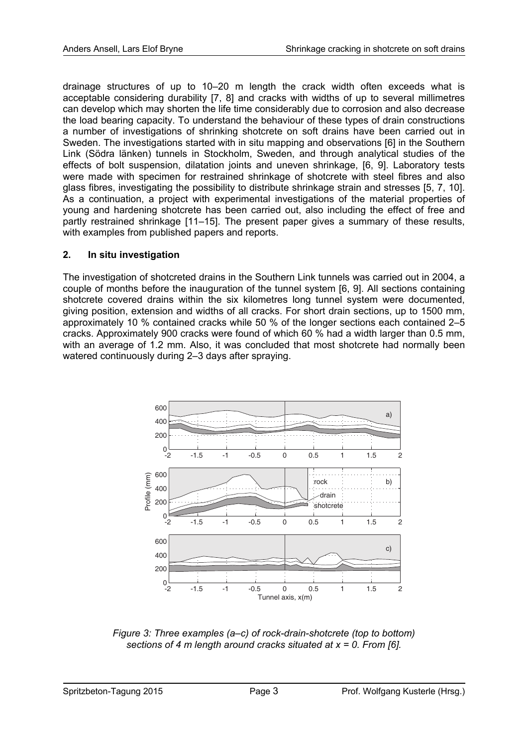drainage structures of up to 10–20 m length the crack width often exceeds what is acceptable considering durability [7, 8] and cracks with widths of up to several millimetres can develop which may shorten the life time considerably due to corrosion and also decrease the load bearing capacity. To understand the behaviour of these types of drain constructions a number of investigations of shrinking shotcrete on soft drains have been carried out in Sweden. The investigations started with in situ mapping and observations [6] in the Southern Link (Södra länken) tunnels in Stockholm, Sweden, and through analytical studies of the effects of bolt suspension, dilatation joints and uneven shrinkage, [6, 9]. Laboratory tests were made with specimen for restrained shrinkage of shotcrete with steel fibres and also glass fibres, investigating the possibility to distribute shrinkage strain and stresses [5, 7, 10]. As a continuation, a project with experimental investigations of the material properties of young and hardening shotcrete has been carried out, also including the effect of free and partly restrained shrinkage [11–15]. The present paper gives a summary of these results, with examples from published papers and reports.

## 2. In situ investigation

The investigation of shotcreted drains in the Southern Link tunnels was carried out in 2004, a couple of months before the inauguration of the tunnel system [6, 9]. All sections containing shotcrete covered drains within the six kilometres long tunnel system were documented, giving position, extension and widths of all cracks. For short drain sections, up to 1500 mm, approximately 10 % contained cracks while 50 % of the longer sections each contained 2–5 cracks. Approximately 900 cracks were found of which 60 % had a width larger than 0.5 mm, with an average of 1.2 mm. Also, it was concluded that most shotcrete had normally been watered continuously during 2–3 days after spraying.

*Figure 3: Three examples (a–c) of rock-drain-shotcrete (top to bottom) sections of 4 m length around cracks situated at x = 0. From [6].*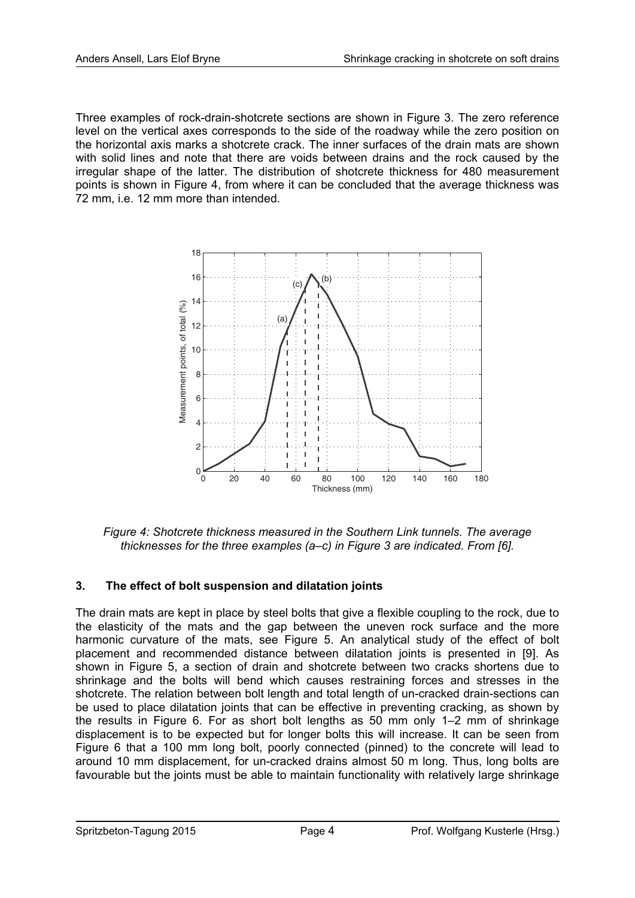Three examples of rock-drain-shotcrete sections are shown in Figure 3. The zero reference level on the vertical axes corresponds to the side of the roadway while the zero position on the horizontal axis marks a shotcrete crack. The inner surfaces of the drain mats are shown with solid lines and note that there are voids between drains and the rock caused by the irregular shape of the latter. The distribution of shotcrete thickness for 480 measurement points is shown in Figure 4, from where it can be concluded that the average thickness was 72 mm, i.e. 12 mm more than intended.

*Figure 4: Shotcrete thickness measured in the Southern Link tunnels. The average thicknesses for the three examples (a–c) in Figure 3 are indicated. From [6].*

## 3. The effect of bolt suspension and dilatation joints

The drain mats are kept in place by steel bolts that give a flexible coupling to the rock, due to the elasticity of the mats and the gap between the uneven rock surface and the more harmonic curvature of the mats, see Figure 5. An analytical study of the effect of bolt placement and recommended distance between dilatation joints is presented in [9]. As shown in Figure 5, a section of drain and shotcrete between two cracks shortens due to shrinkage and the bolts will bend which causes restraining forces and stresses in the shotcrete. The relation between bolt length and total length of un-cracked drain-sections can be used to place dilatation joints that can be effective in preventing cracking, as shown by the results in Figure 6. For as short bolt lengths as 50 mm only 1–2 mm of shrinkage displacement is to be expected but for longer bolts this will increase. It can be seen from Figure 6 that a 100 mm long bolt, poorly connected (pinned) to the concrete will lead to around 10 mm displacement, for un-cracked drains almost 50 m long. Thus, long bolts are favourable but the joints must be able to maintain functionality with relatively large shrinkage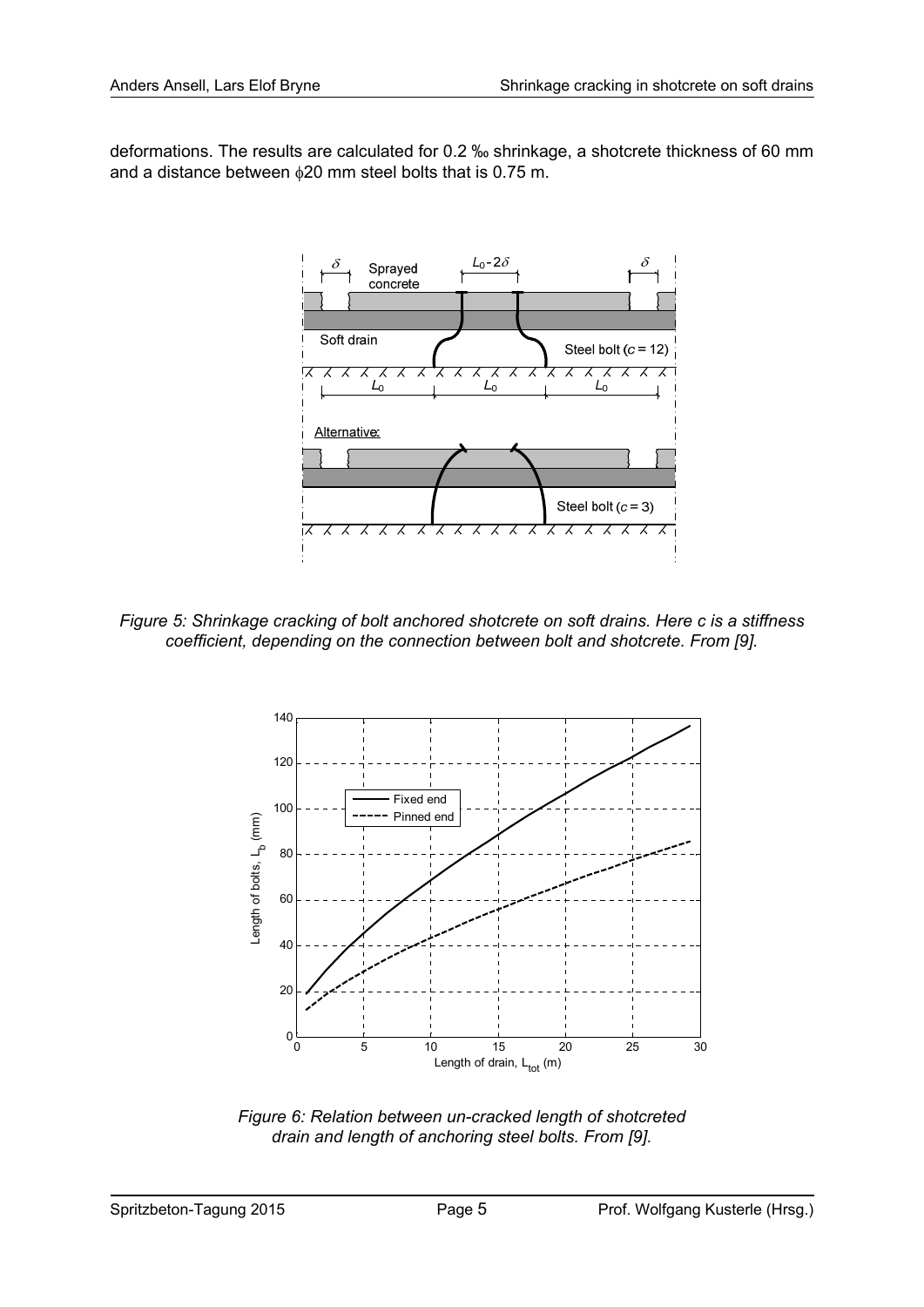deformations. The results are calculated for 0.2 ‰ shrinkage, a shotcrete thickness of 60 mm and a distance between $\phi$20 mm steel bolts that is 0.75 m.

*Figure 5: Shrinkage cracking of bolt anchored shotcrete on soft drains. Here c is a stiffness coefficient, depending on the connection between bolt and shotcrete. From [9].*

*Figure 6: Relation between un-cracked length of shotcreted drain and length of anchoring steel bolts. From [9].*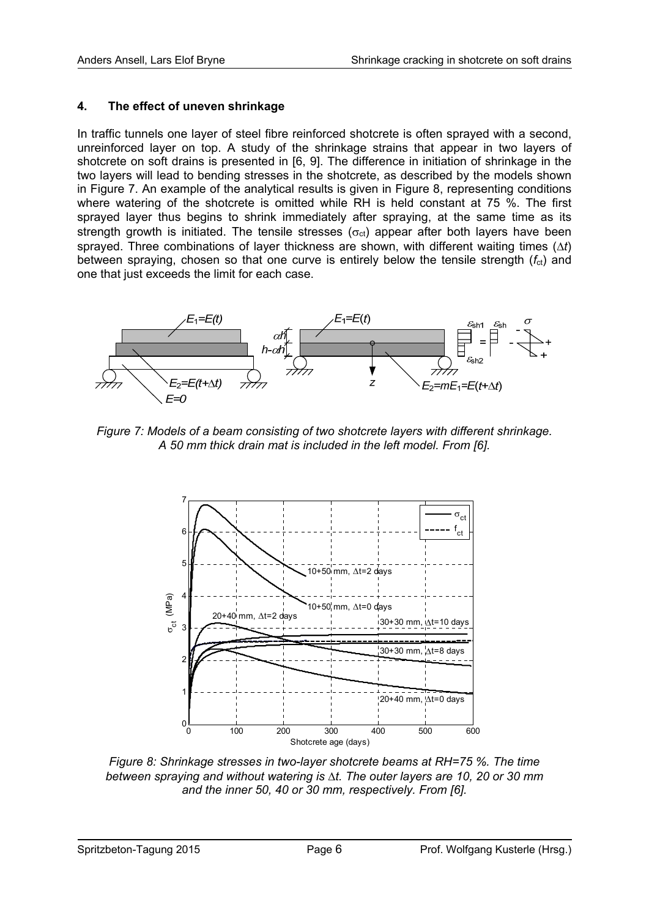## 4. The effect of uneven shrinkage

In traffic tunnels one layer of steel fibre reinforced shotcrete is often sprayed with a second, unreinforced layer on top. A study of the shrinkage strains that appear in two layers of shotcrete on soft drains is presented in [6, 9]. The difference in initiation of shrinkage in the two layers will lead to bending stresses in the shotcrete, as described by the models shown in Figure 7. An example of the analytical results is given in Figure 8, representing conditions where watering of the shotcrete is omitted while RH is held constant at 75 %. The first sprayed layer thus begins to shrink immediately after spraying, at the same time as its strength growth is initiated. The tensile stresses ($\sigma_{ct}$) appear after both layers have been sprayed. Three combinations of layer thickness are shown, with different waiting times ($\Delta t$) between spraying, chosen so that one curve is entirely below the tensile strength ($f_{ct}$) and one that just exceeds the limit for each case.

*Figure 7: Models of a beam consisting of two shotcrete layers with different shrinkage. A 50 mm thick drain mat is included in the left model. From [6].*

*Figure 8: Shrinkage stresses in two-layer shotcrete beams at RH=75 %. The time between spraying and without watering is $\Delta t$. The outer layers are 10, 20 or 30 mm and the inner 50, 40 or 30 mm, respectively. From [6].*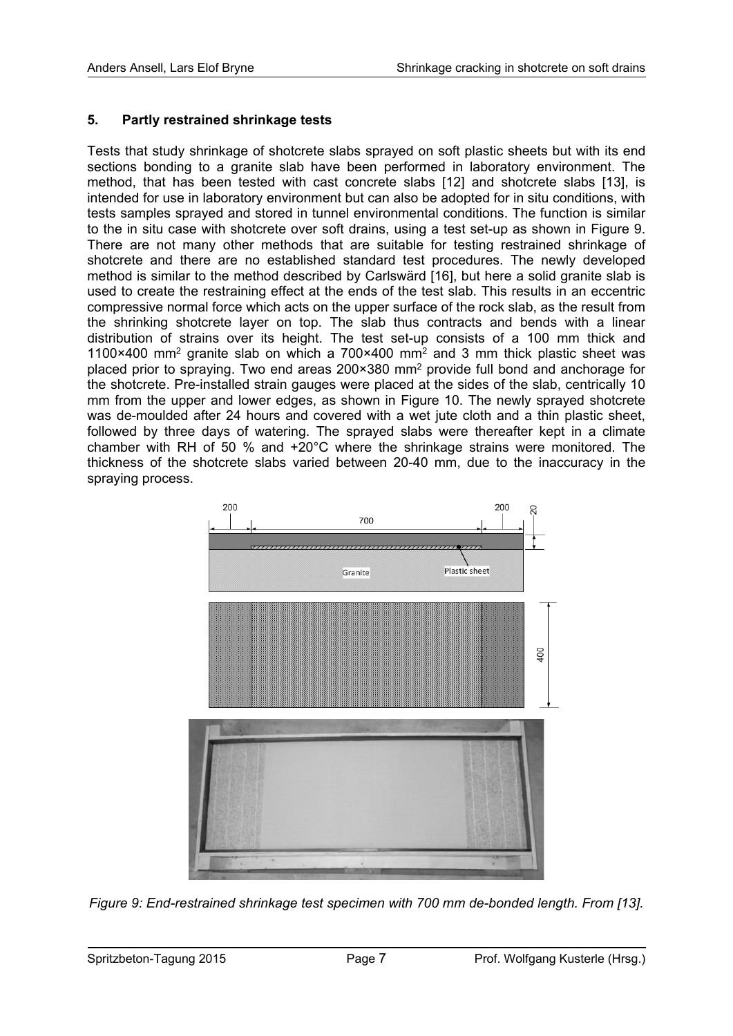## 5. Partly restrained shrinkage tests

Tests that study shrinkage of shotcrete slabs sprayed on soft plastic sheets but with its end sections bonding to a granite slab have been performed in laboratory environment. The method, that has been tested with cast concrete slabs [12] and shotcrete slabs [13], is intended for use in laboratory environment but can also be adopted for in situ conditions, with tests samples sprayed and stored in tunnel environmental conditions. The function is similar to the in situ case with shotcrete over soft drains, using a test set-up as shown in Figure 9. There are not many other methods that are suitable for testing restrained shrinkage of shotcrete and there are no established standard test procedures. The newly developed method is similar to the method described by Carlswärd [16], but here a solid granite slab is used to create the restraining effect at the ends of the test slab. This results in an eccentric compressive normal force which acts on the upper surface of the rock slab, as the result from the shrinking shotcrete layer on top. The slab thus contracts and bends with a linear distribution of strains over its height. The test set-up consists of a 100 mm thick and 1100×400 mm$^2$ granite slab on which a 700×400 mm$^2$ and 3 mm thick plastic sheet was placed prior to spraying. Two end areas 200×380 mm$^2$ provide full bond and anchorage for the shotcrete. Pre-installed strain gauges were placed at the sides of the slab, centrically 10 mm from the upper and lower edges, as shown in Figure 10. The newly sprayed shotcrete was de-moulded after 24 hours and covered with a wet jute cloth and a thin plastic sheet, followed by three days of watering. The sprayed slabs were thereafter kept in a climate chamber with RH of 50 % and +20°C where the shrinkage strains were monitored. The thickness of the shotcrete slabs varied between 20-40 mm, due to the inaccuracy in the spraying process.

*Figure 9: End-restrained shrinkage test specimen with 700 mm de-bonded length. From [13].*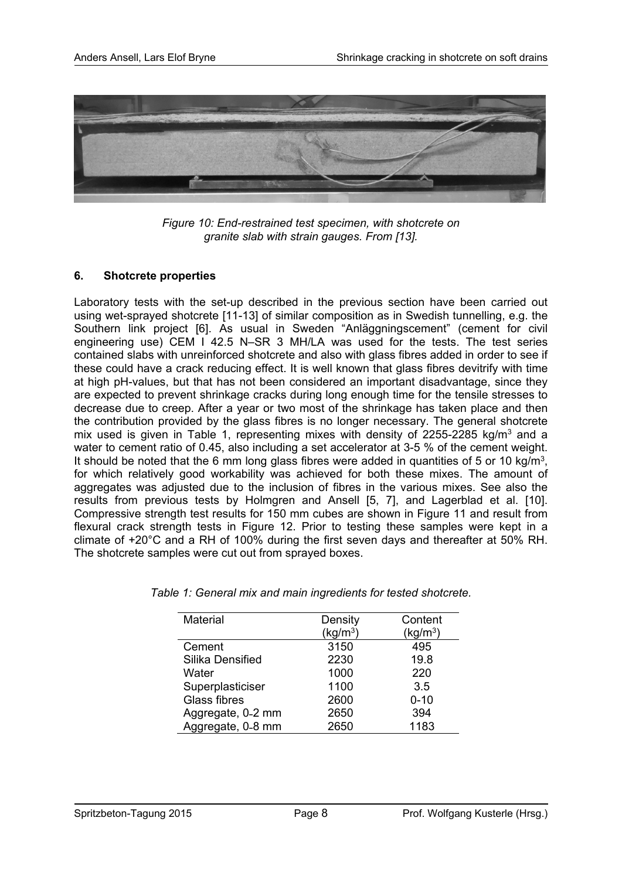*Figure 10: End-restrained test specimen, with shotcrete on granite slab with strain gauges. From [13].*

## 6. Shotcrete properties

Laboratory tests with the set-up described in the previous section have been carried out using wet-sprayed shotcrete [11-13] of similar composition as in Swedish tunnelling, e.g. the Southern link project [6]. As usual in Sweden "Anläggningscement" (cement for civil engineering use) CEM I 42.5 N–SR 3 MH/LA was used for the tests. The test series contained slabs with unreinforced shotcrete and also with glass fibres added in order to see if these could have a crack reducing effect. It is well known that glass fibres devitrify with time at high pH-values, but that has not been considered an important disadvantage, since they are expected to prevent shrinkage cracks during long enough time for the tensile stresses to decrease due to creep. After a year or two most of the shrinkage has taken place and then the contribution provided by the glass fibres is no longer necessary. The general shotcrete mix used is given in Table 1, representing mixes with density of 2255-2285 kg/m$^3$ and a water to cement ratio of 0.45, also including a set accelerator at 3-5 % of the cement weight. It should be noted that the 6 mm long glass fibres were added in quantities of 5 or 10 kg/m$^3$, for which relatively good workability was achieved for both these mixes. The amount of aggregates was adjusted due to the inclusion of fibres in the various mixes. See also the results from previous tests by Holmgren and Ansell [5, 7], and Lagerblad et al. [10]. Compressive strength test results for 150 mm cubes are shown in Figure 11 and result from flexural crack strength tests in Figure 12. Prior to testing these samples were kept in a climate of +20°C and a RH of 100% during the first seven days and thereafter at 50% RH. The shotcrete samples were cut out from sprayed boxes.

*Table 1: General mix and main ingredients for tested shotcrete.*

| Material | Density (kg/m$^3$) | Content (kg/m$^3$) |
|---|---|---|
| Cement | 3150 | 495 |
| Silika Densified | 2230 | 19.8 |
| Water | 1000 | 220 |
| Superplasticiser | 1100 | 3.5 |
| Glass fibres | 2600 | 0-10 |
| Aggregate, 0-2 mm | 2650 | 394 |
| Aggregate, 0-8 mm | 2650 | 1183 |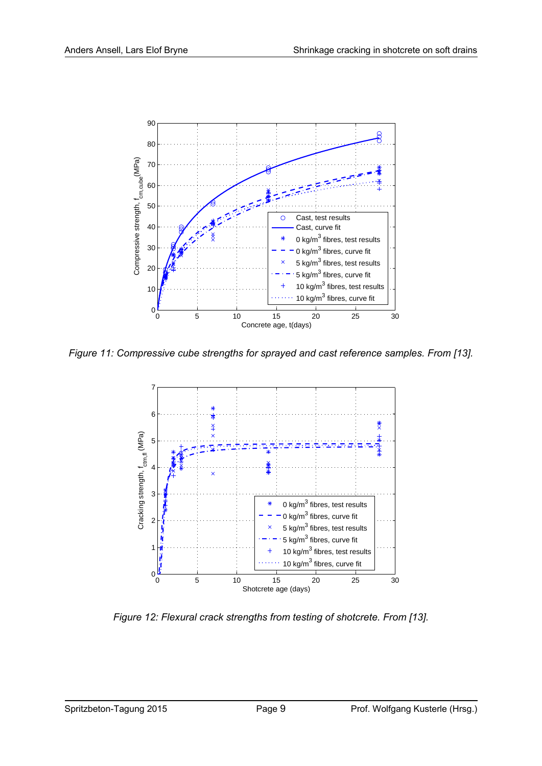*Figure 11: Compressive cube strengths for sprayed and cast reference samples. From [13].*

*Figure 12: Flexural crack strengths from testing of shotcrete. From [13].*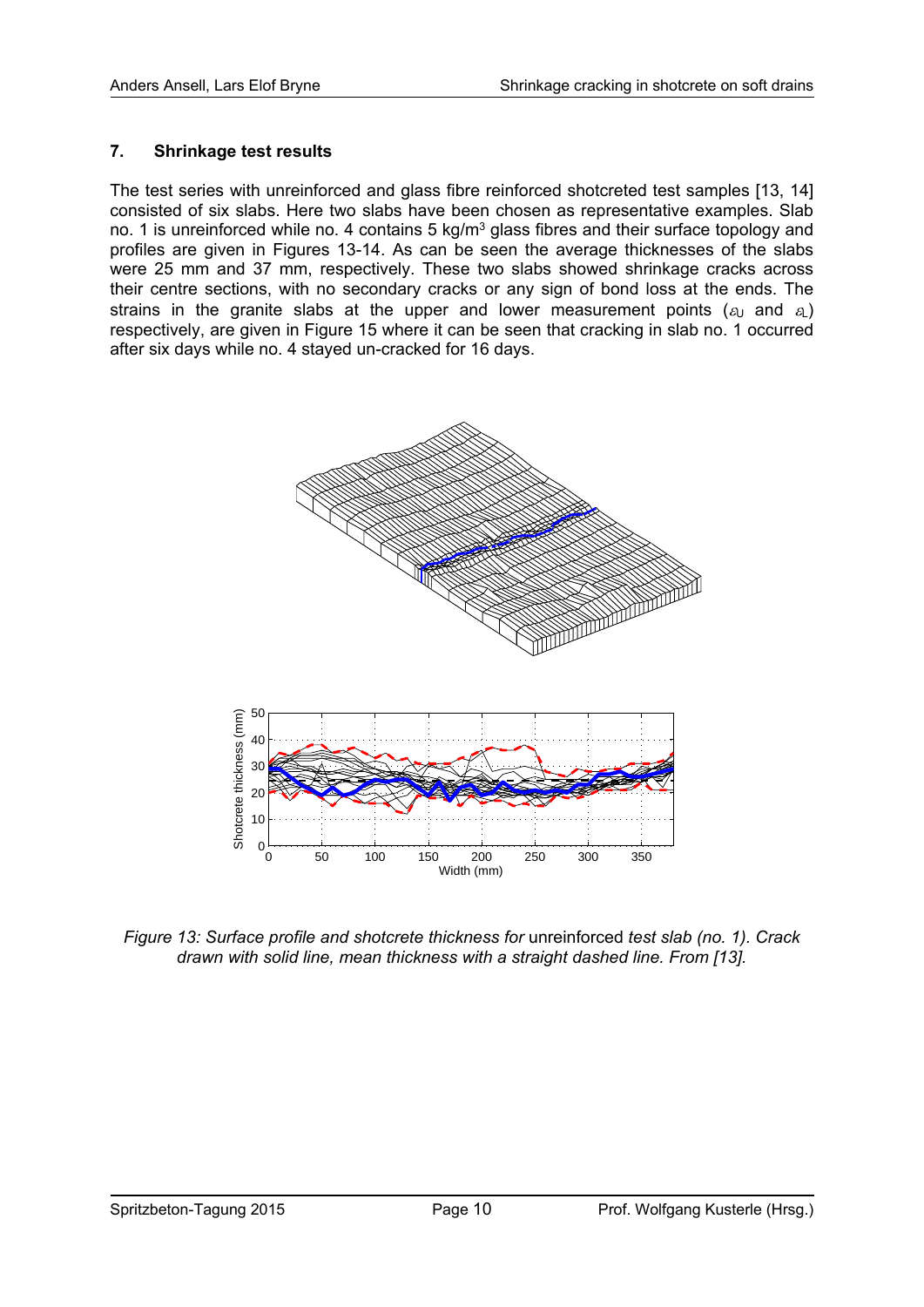## 7. Shrinkage test results

The test series with unreinforced and glass fibre reinforced shotcreted test samples [13, 14] consisted of six slabs. Here two slabs have been chosen as representative examples. Slab no. 1 is unreinforced while no. 4 contains 5 kg/m$^3$ glass fibres and their surface topology and profiles are given in Figures 13-14. As can be seen the average thicknesses of the slabs were 25 mm and 37 mm, respectively. These two slabs showed shrinkage cracks across their centre sections, with no secondary cracks or any sign of bond loss at the ends. The strains in the granite slabs at the upper and lower measurement points ($\varepsilon_U$ and $\varepsilon_L$) respectively, are given in Figure 15 where it can be seen that cracking in slab no. 1 occurred after six days while no. 4 stayed un-cracked for 16 days.

*Figure 13: Surface profile and shotcrete thickness for* unreinforced *test slab (no. 1). Crack drawn with solid line, mean thickness with a straight dashed line. From [13].*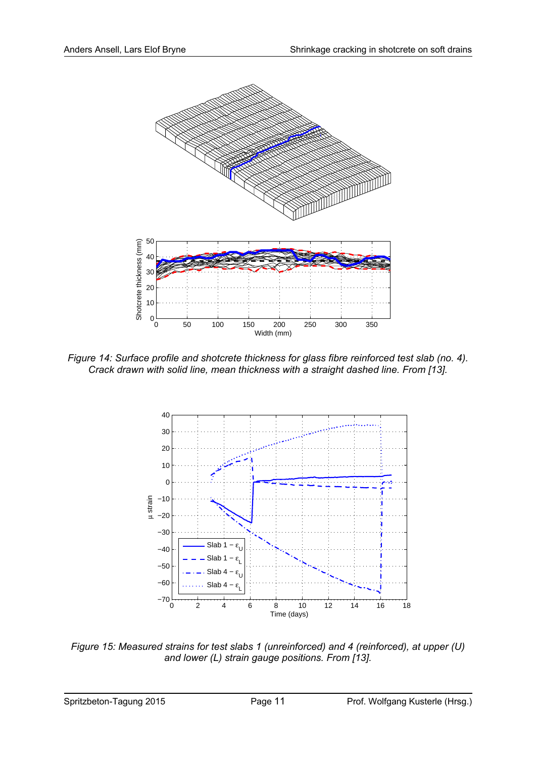Figure 14: Surface profile and shotcrete thickness for glass fibre reinforced test slab (no. 4). Crack drawn with solid line, mean thickness with a straight dashed line. From [13].

Figure 15: Measured strains for test slabs 1 (unreinforced) and 4 (reinforced), at upper (U) and lower (L) strain gauge positions. From [13].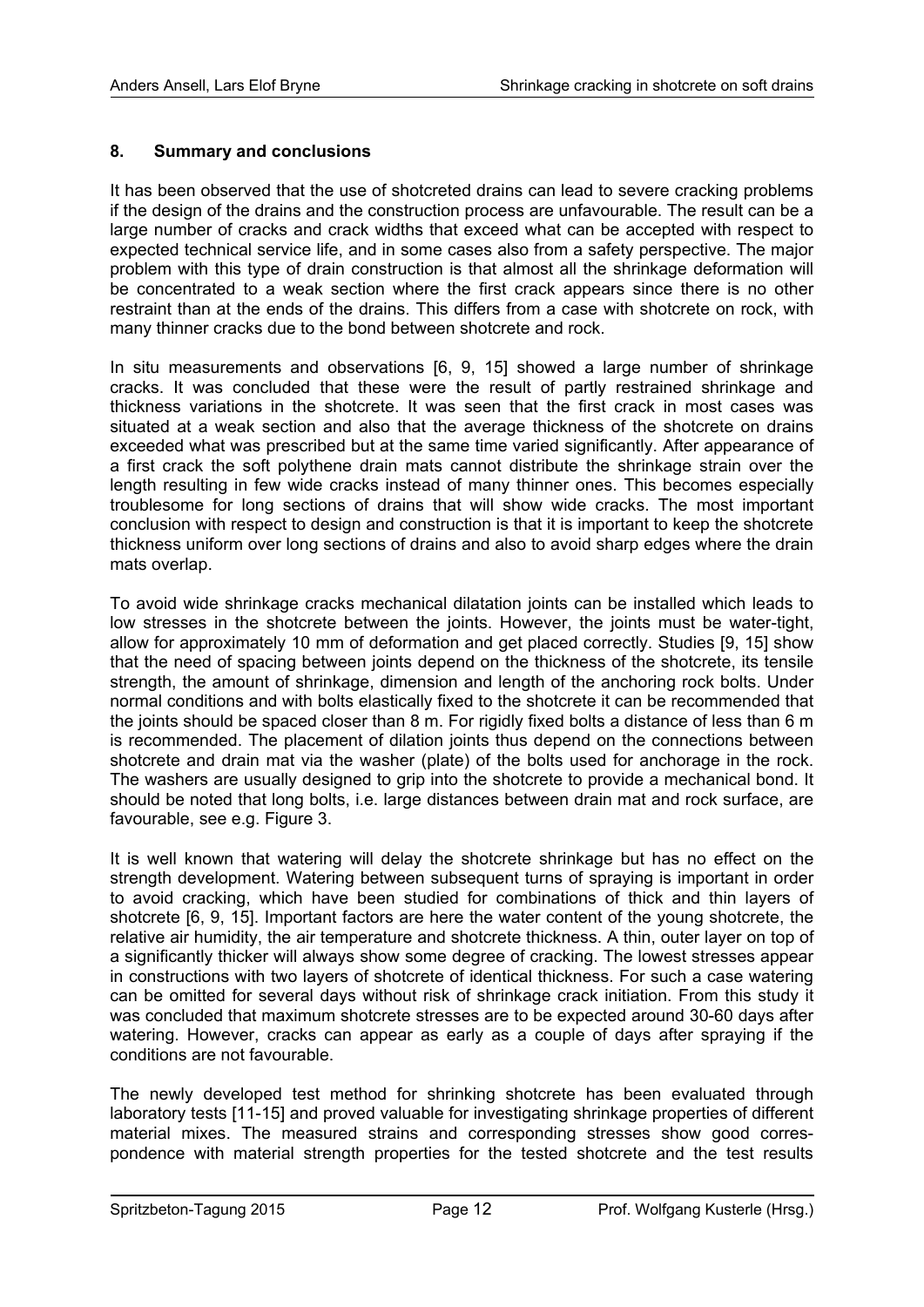## 8. Summary and conclusions

It has been observed that the use of shotcreted drains can lead to severe cracking problems if the design of the drains and the construction process are unfavourable. The result can be a large number of cracks and crack widths that exceed what can be accepted with respect to expected technical service life, and in some cases also from a safety perspective. The major problem with this type of drain construction is that almost all the shrinkage deformation will be concentrated to a weak section where the first crack appears since there is no other restraint than at the ends of the drains. This differs from a case with shotcrete on rock, with many thinner cracks due to the bond between shotcrete and rock.

In situ measurements and observations [6, 9, 15] showed a large number of shrinkage cracks. It was concluded that these were the result of partly restrained shrinkage and thickness variations in the shotcrete. It was seen that the first crack in most cases was situated at a weak section and also that the average thickness of the shotcrete on drains exceeded what was prescribed but at the same time varied significantly. After appearance of a first crack the soft polythene drain mats cannot distribute the shrinkage strain over the length resulting in few wide cracks instead of many thinner ones. This becomes especially troublesome for long sections of drains that will show wide cracks. The most important conclusion with respect to design and construction is that it is important to keep the shotcrete thickness uniform over long sections of drains and also to avoid sharp edges where the drain mats overlap.

To avoid wide shrinkage cracks mechanical dilatation joints can be installed which leads to low stresses in the shotcrete between the joints. However, the joints must be water-tight, allow for approximately 10 mm of deformation and get placed correctly. Studies [9, 15] show that the need of spacing between joints depend on the thickness of the shotcrete, its tensile strength, the amount of shrinkage, dimension and length of the anchoring rock bolts. Under normal conditions and with bolts elastically fixed to the shotcrete it can be recommended that the joints should be spaced closer than 8 m. For rigidly fixed bolts a distance of less than 6 m is recommended. The placement of dilation joints thus depend on the connections between shotcrete and drain mat via the washer (plate) of the bolts used for anchorage in the rock. The washers are usually designed to grip into the shotcrete to provide a mechanical bond. It should be noted that long bolts, i.e. large distances between drain mat and rock surface, are favourable, see e.g. Figure 3.

It is well known that watering will delay the shotcrete shrinkage but has no effect on the strength development. Watering between subsequent turns of spraying is important in order to avoid cracking, which have been studied for combinations of thick and thin layers of shotcrete [6, 9, 15]. Important factors are here the water content of the young shotcrete, the relative air humidity, the air temperature and shotcrete thickness. A thin, outer layer on top of a significantly thicker will always show some degree of cracking. The lowest stresses appear in constructions with two layers of shotcrete of identical thickness. For such a case watering can be omitted for several days without risk of shrinkage crack initiation. From this study it was concluded that maximum shotcrete stresses are to be expected around 30-60 days after watering. However, cracks can appear as early as a couple of days after spraying if the conditions are not favourable.

The newly developed test method for shrinking shotcrete has been evaluated through laboratory tests [11-15] and proved valuable for investigating shrinkage properties of different material mixes. The measured strains and corresponding stresses show good correspondence with material strength properties for the tested shotcrete and the test results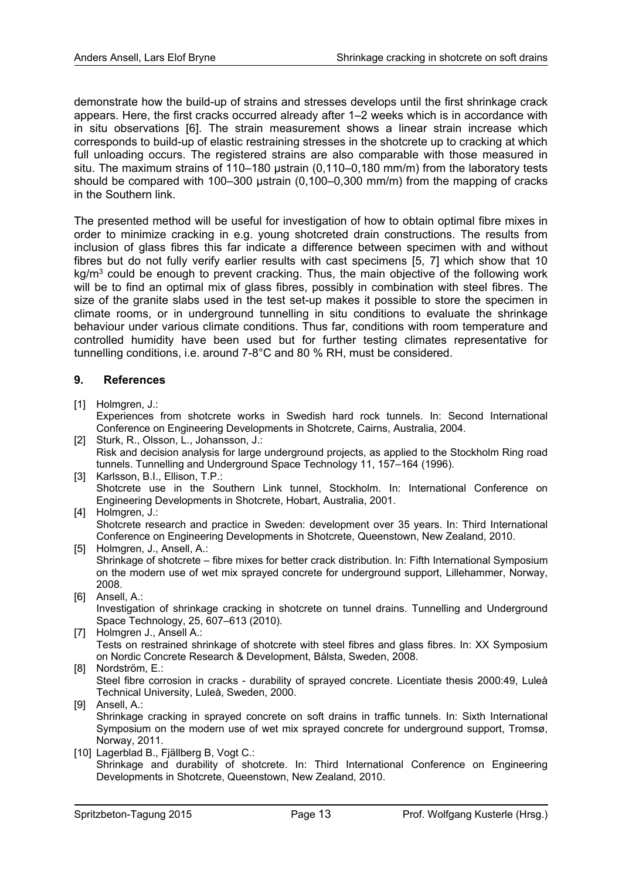demonstrate how the build-up of strains and stresses develops until the first shrinkage crack appears. Here, the first cracks occurred already after 1–2 weeks which is in accordance with in situ observations [6]. The strain measurement shows a linear strain increase which corresponds to build-up of elastic restraining stresses in the shotcrete up to cracking at which full unloading occurs. The registered strains are also comparable with those measured in situ. The maximum strains of 110–180 μstrain (0,110–0,180 mm/m) from the laboratory tests should be compared with 100–300 μstrain (0,100–0,300 mm/m) from the mapping of cracks in the Southern link.

The presented method will be useful for investigation of how to obtain optimal fibre mixes in order to minimize cracking in e.g. young shotcreted drain constructions. The results from inclusion of glass fibres this far indicate a difference between specimen with and without fibres but do not fully verify earlier results with cast specimens [5, 7] which show that 10 kg/m$^3$ could be enough to prevent cracking. Thus, the main objective of the following work will be to find an optimal mix of glass fibres, possibly in combination with steel fibres. The size of the granite slabs used in the test set-up makes it possible to store the specimen in climate rooms, or in underground tunnelling in situ conditions to evaluate the shrinkage behaviour under various climate conditions. Thus far, conditions with room temperature and controlled humidity have been used but for further testing climates representative for tunnelling conditions, i.e. around 7-8°C and 80 % RH, must be considered.

## 9. References

[1] Holmgren, J.:
Experiences from shotcrete works in Swedish hard rock tunnels. In: Second International Conference on Engineering Developments in Shotcrete, Cairns, Australia, 2004.

[2] Sturk, R., Olsson, L., Johansson, J.:
Risk and decision analysis for large underground projects, as applied to the Stockholm Ring road tunnels. Tunnelling and Underground Space Technology 11, 157–164 (1996).

[3] Karlsson, B.I., Ellison, T.P.:
Shotcrete use in the Southern Link tunnel, Stockholm. In: International Conference on Engineering Developments in Shotcrete, Hobart, Australia, 2001.

[4] Holmgren, J.:
Shotcrete research and practice in Sweden: development over 35 years. In: Third International Conference on Engineering Developments in Shotcrete, Queenstown, New Zealand, 2010.

[5] Holmgren, J., Ansell, A.:
Shrinkage of shotcrete – fibre mixes for better crack distribution. In: Fifth International Symposium on the modern use of wet mix sprayed concrete for underground support, Lillehammer, Norway, 2008.

[6] Ansell, A.:
Investigation of shrinkage cracking in shotcrete on tunnel drains. Tunnelling and Underground Space Technology, 25, 607–613 (2010).

[7] Holmgren J., Ansell A.:
Tests on restrained shrinkage of shotcrete with steel fibres and glass fibres. In: XX Symposium on Nordic Concrete Research & Development, Bålsta, Sweden, 2008.

[8] Nordström, E.:
Steel fibre corrosion in cracks - durability of sprayed concrete. Licentiate thesis 2000:49, Luleå Technical University, Luleå, Sweden, 2000.

[9] Ansell, A.:
Shrinkage cracking in sprayed concrete on soft drains in traffic tunnels. In: Sixth International Symposium on the modern use of wet mix sprayed concrete for underground support, Tromsø, Norway, 2011.

[10] Lagerblad B., Fjällberg B, Vogt C.:
Shrinkage and durability of shotcrete. In: Third International Conference on Engineering Developments in Shotcrete, Queenstown, New Zealand, 2010.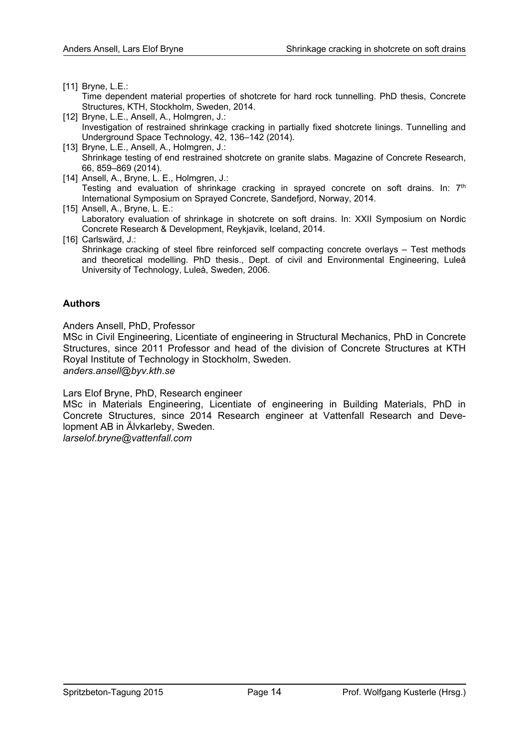[11] Bryne, L.E.:
Time dependent material properties of shotcrete for hard rock tunnelling. PhD thesis, Concrete Structures, KTH, Stockholm, Sweden, 2014.

[12] Bryne, L.E., Ansell, A., Holmgren, J.:
Investigation of restrained shrinkage cracking in partially fixed shotcrete linings. Tunnelling and Underground Space Technology, 42, 136–142 (2014).

[13] Bryne, L.E., Ansell, A., Holmgren, J.:
Shrinkage testing of end restrained shotcrete on granite slabs. Magazine of Concrete Research, 66, 859–869 (2014).

[14] Ansell, A., Bryne, L. E., Holmgren, J.:
Testing and evaluation of shrinkage cracking in sprayed concrete on soft drains. In: 7th International Symposium on Sprayed Concrete, Sandefjord, Norway, 2014.

[15] Ansell, A., Bryne, L. E.:
Laboratory evaluation of shrinkage in shotcrete on soft drains. In: XXII Symposium on Nordic Concrete Research & Development, Reykjavik, Iceland, 2014.

[16] Carlswärd, J.:
Shrinkage cracking of steel fibre reinforced self compacting concrete overlays – Test methods and theoretical modelling. PhD thesis., Dept. of civil and Environmental Engineering, Luleå University of Technology, Luleå, Sweden, 2006.

## Authors

Anders Ansell, PhD, Professor

MSc in Civil Engineering, Licentiate of engineering in Structural Mechanics, PhD in Concrete Structures, since 2011 Professor and head of the division of Concrete Structures at KTH Royal Institute of Technology in Stockholm, Sweden.

*anders.ansell@byv.kth.se*

Lars Elof Bryne, PhD, Research engineer

MSc in Materials Engineering, Licentiate of engineering in Building Materials, PhD in Concrete Structures, since 2014 Research engineer at Vattenfall Research and Development AB in Älvkarleby, Sweden.

*larselof.bryne@vattenfall.com*